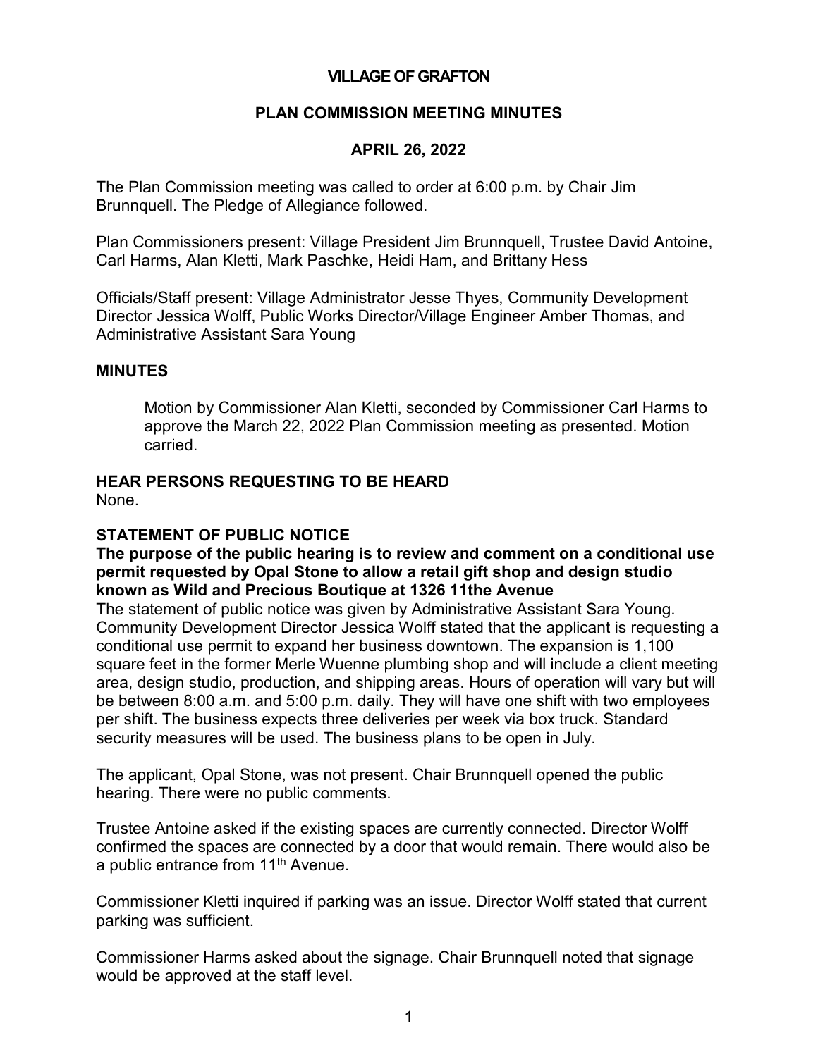# VILLAGE OF GRAFTON

## PLAN COMMISSION MEETING MINUTES

## APRIL 26, 2022

The Plan Commission meeting was called to order at 6:00 p.m. by Chair Jim Brunnquell. The Pledge of Allegiance followed.

Plan Commissioners present: Village President Jim Brunnquell, Trustee David Antoine, Carl Harms, Alan Kletti, Mark Paschke, Heidi Ham, and Brittany Hess

Officials/Staff present: Village Administrator Jesse Thyes, Community Development Director Jessica Wolff, Public Works Director/Village Engineer Amber Thomas, and Administrative Assistant Sara Young

### MINUTES

Motion by Commissioner Alan Kletti, seconded by Commissioner Carl Harms to approve the March 22, 2022 Plan Commission meeting as presented. Motion carried.

### HEAR PERSONS REQUESTING TO BE HEARD

None.

### STATEMENT OF PUBLIC NOTICE

**The purpose of the public hearing is to review and comment on a conditional use permit requested by Opal Stone to allow a retail gift shop and design studio known as Wild and Precious Boutique at 1326 11the Avenue**

The statement of public notice was given by Administrative Assistant Sara Young. Community Development Director Jessica Wolff stated that the applicant is requesting a conditional use permit to expand her business downtown. The expansion is 1,100 square feet in the former Merle Wuenne plumbing shop and will include a client meeting area, design studio, production, and shipping areas. Hours of operation will vary but will be between 8:00 a.m. and 5:00 p.m. daily. They will have one shift with two employees per shift. The business expects three deliveries per week via box truck. Standard security measures will be used. The business plans to be open in July.

The applicant, Opal Stone, was not present. Chair Brunnquell opened the public hearing. There were no public comments.

Trustee Antoine asked if the existing spaces are currently connected. Director Wolff confirmed the spaces are connected by a door that would remain. There would also be a public entrance from 11th Avenue.

Commissioner Kletti inquired if parking was an issue. Director Wolff stated that current parking was sufficient.

Commissioner Harms asked about the signage. Chair Brunnquell noted that signage would be approved at the staff level.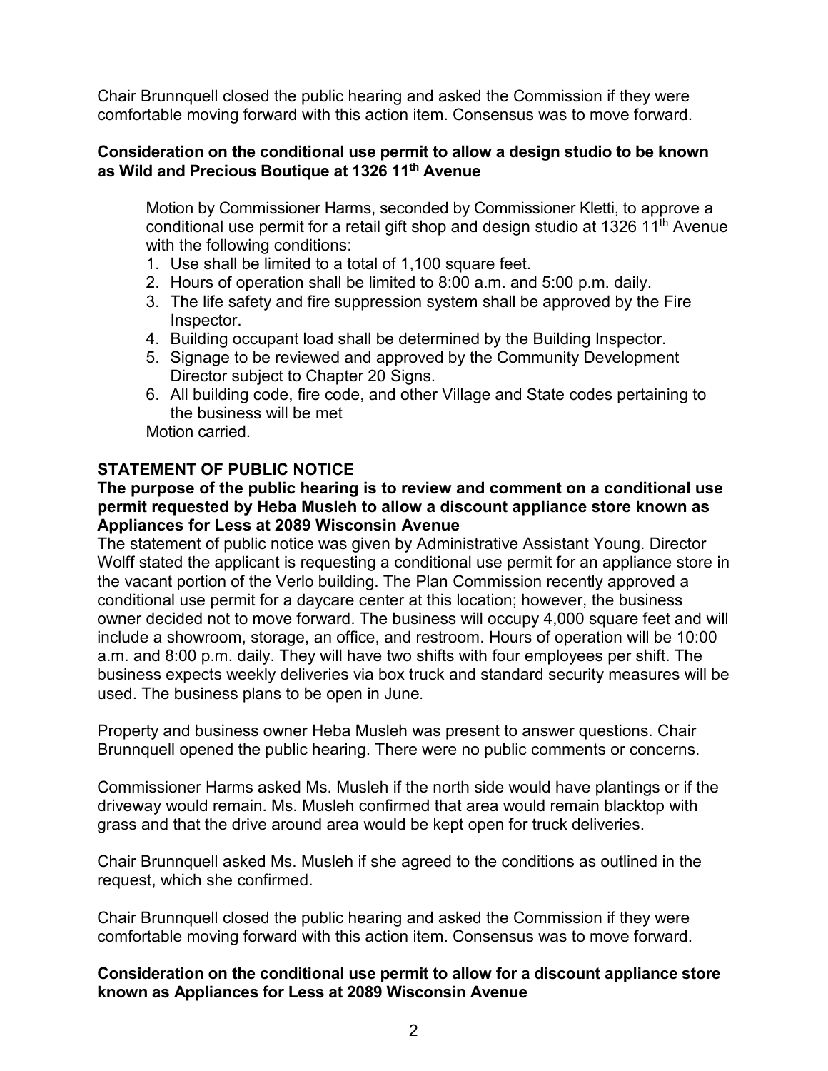Chair Brunnquell closed the public hearing and asked the Commission if they were comfortable moving forward with this action item. Consensus was to move forward.

**Consideration on the conditional use permit to allow a design studio to be known as Wild and Precious Boutique at 1326 11th Avenue**

Motion by Commissioner Harms, seconded by Commissioner Kletti, to approve a conditional use permit for a retail gift shop and design studio at 1326 11th Avenue with the following conditions:

1. Use shall be limited to a total of 1,100 square feet.
2. Hours of operation shall be limited to 8:00 a.m. and 5:00 p.m. daily.
3. The life safety and fire suppression system shall be approved by the Fire Inspector.
4. Building occupant load shall be determined by the Building Inspector.
5. Signage to be reviewed and approved by the Community Development Director subject to Chapter 20 Signs.
6. All building code, fire code, and other Village and State codes pertaining to the business will be met

Motion carried.

**STATEMENT OF PUBLIC NOTICE**

**The purpose of the public hearing is to review and comment on a conditional use permit requested by Heba Musleh to allow a discount appliance store known as Appliances for Less at 2089 Wisconsin Avenue**

The statement of public notice was given by Administrative Assistant Young. Director Wolff stated the applicant is requesting a conditional use permit for an appliance store in the vacant portion of the Verlo building. The Plan Commission recently approved a conditional use permit for a daycare center at this location; however, the business owner decided not to move forward. The business will occupy 4,000 square feet and will include a showroom, storage, an office, and restroom. Hours of operation will be 10:00 a.m. and 8:00 p.m. daily. They will have two shifts with four employees per shift. The business expects weekly deliveries via box truck and standard security measures will be used. The business plans to be open in June.

Property and business owner Heba Musleh was present to answer questions. Chair Brunnquell opened the public hearing. There were no public comments or concerns.

Commissioner Harms asked Ms. Musleh if the north side would have plantings or if the driveway would remain. Ms. Musleh confirmed that area would remain blacktop with grass and that the drive around area would be kept open for truck deliveries.

Chair Brunnquell asked Ms. Musleh if she agreed to the conditions as outlined in the request, which she confirmed.

Chair Brunnquell closed the public hearing and asked the Commission if they were comfortable moving forward with this action item. Consensus was to move forward.

**Consideration on the conditional use permit to allow for a discount appliance store known as Appliances for Less at 2089 Wisconsin Avenue**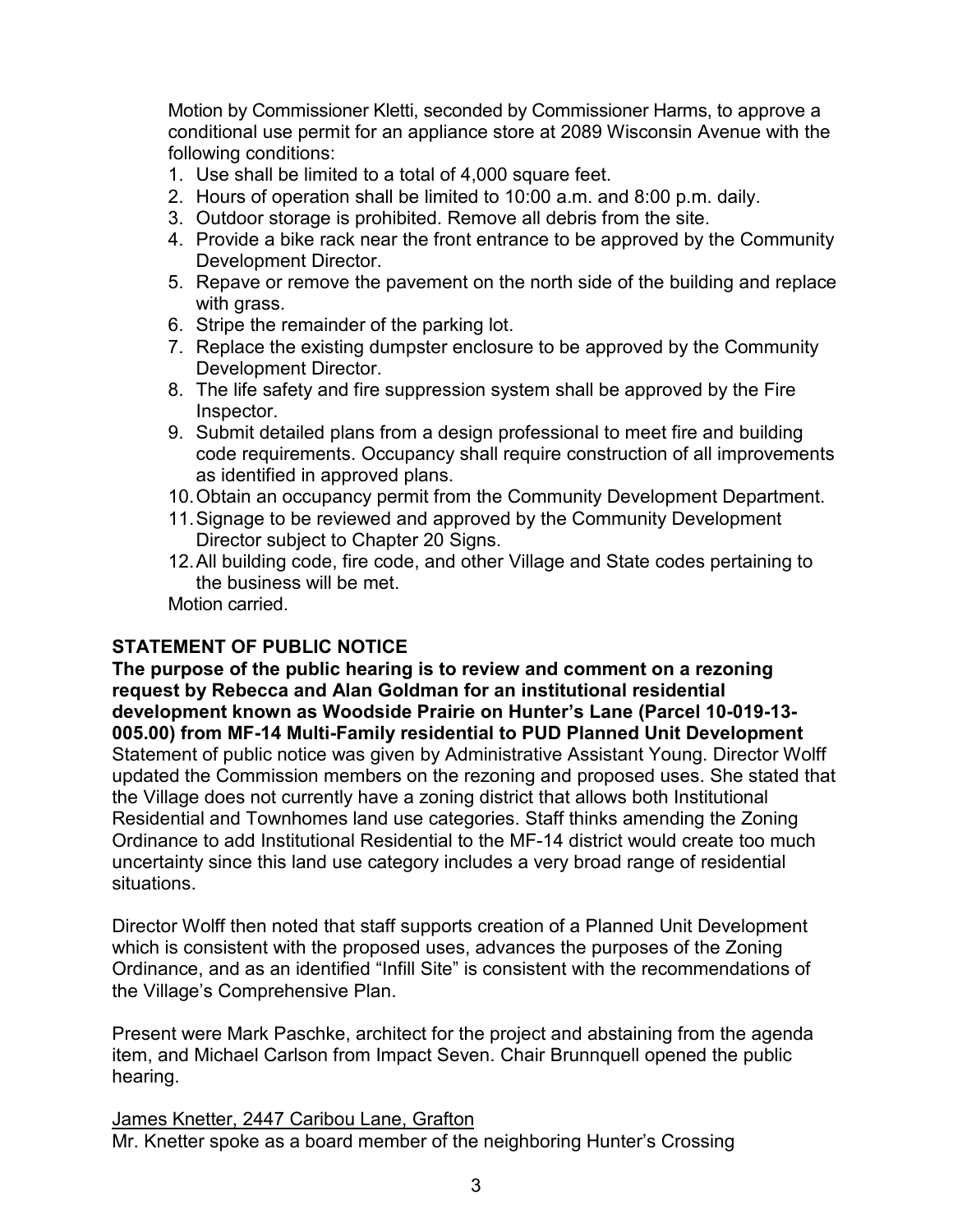Motion by Commissioner Kletti, seconded by Commissioner Harms, to approve a conditional use permit for an appliance store at 2089 Wisconsin Avenue with the following conditions:

1. Use shall be limited to a total of 4,000 square feet.
2. Hours of operation shall be limited to 10:00 a.m. and 8:00 p.m. daily.
3. Outdoor storage is prohibited. Remove all debris from the site.
4. Provide a bike rack near the front entrance to be approved by the Community Development Director.
5. Repave or remove the pavement on the north side of the building and replace with grass.
6. Stripe the remainder of the parking lot.
7. Replace the existing dumpster enclosure to be approved by the Community Development Director.
8. The life safety and fire suppression system shall be approved by the Fire Inspector.
9. Submit detailed plans from a design professional to meet fire and building code requirements. Occupancy shall require construction of all improvements as identified in approved plans.
10. Obtain an occupancy permit from the Community Development Department.
11. Signage to be reviewed and approved by the Community Development Director subject to Chapter 20 Signs.
12. All building code, fire code, and other Village and State codes pertaining to the business will be met.

Motion carried.

**STATEMENT OF PUBLIC NOTICE**

**The purpose of the public hearing is to review and comment on a rezoning request by Rebecca and Alan Goldman for an institutional residential development known as Woodside Prairie on Hunter's Lane (Parcel 10-019-13-005.00) from MF-14 Multi-Family residential to PUD Planned Unit Development**
Statement of public notice was given by Administrative Assistant Young. Director Wolff updated the Commission members on the rezoning and proposed uses. She stated that the Village does not currently have a zoning district that allows both Institutional Residential and Townhomes land use categories. Staff thinks amending the Zoning Ordinance to add Institutional Residential to the MF-14 district would create too much uncertainty since this land use category includes a very broad range of residential situations.

Director Wolff then noted that staff supports creation of a Planned Unit Development which is consistent with the proposed uses, advances the purposes of the Zoning Ordinance, and as an identified "Infill Site" is consistent with the recommendations of the Village's Comprehensive Plan.

Present were Mark Paschke, architect for the project and abstaining from the agenda item, and Michael Carlson from Impact Seven. Chair Brunnquell opened the public hearing.

<u>James Knetter, 2447 Caribou Lane, Grafton</u>
Mr. Knetter spoke as a board member of the neighboring Hunter's Crossing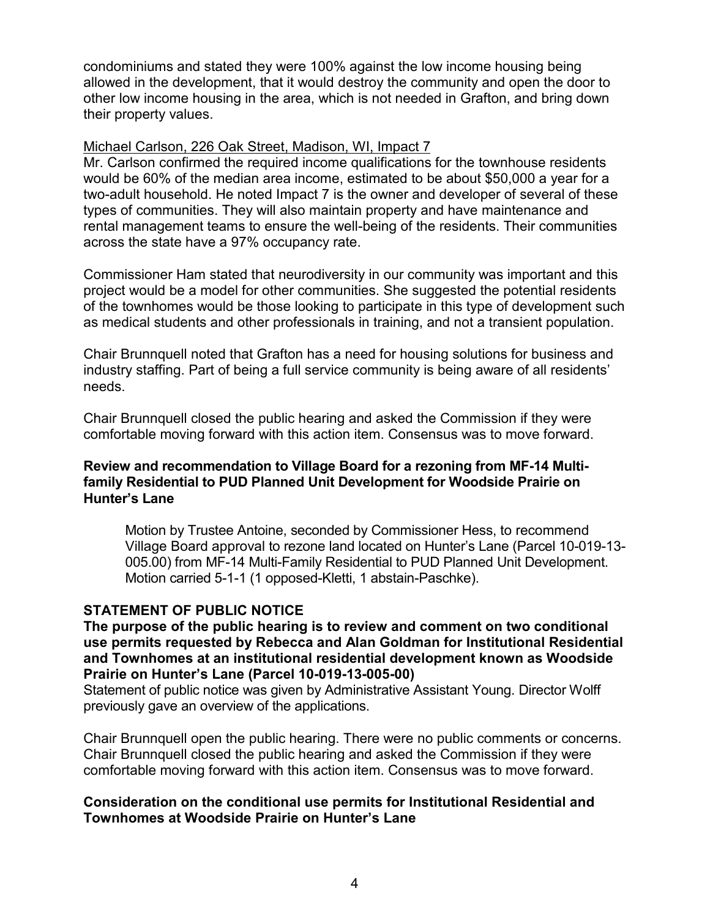condominiums and stated they were 100% against the low income housing being allowed in the development, that it would destroy the community and open the door to other low income housing in the area, which is not needed in Grafton, and bring down their property values.

Michael Carlson, 226 Oak Street, Madison, WI, Impact 7

Mr. Carlson confirmed the required income qualifications for the townhouse residents would be 60% of the median area income, estimated to be about $50,000 a year for a two-adult household. He noted Impact 7 is the owner and developer of several of these types of communities. They will also maintain property and have maintenance and rental management teams to ensure the well-being of the residents. Their communities across the state have a 97% occupancy rate.

Commissioner Ham stated that neurodiversity in our community was important and this project would be a model for other communities. She suggested the potential residents of the townhomes would be those looking to participate in this type of development such as medical students and other professionals in training, and not a transient population.

Chair Brunnquell noted that Grafton has a need for housing solutions for business and industry staffing. Part of being a full service community is being aware of all residents' needs.

Chair Brunnquell closed the public hearing and asked the Commission if they were comfortable moving forward with this action item. Consensus was to move forward.

**Review and recommendation to Village Board for a rezoning from MF-14 Multi-family Residential to PUD Planned Unit Development for Woodside Prairie on Hunter's Lane**

> Motion by Trustee Antoine, seconded by Commissioner Hess, to recommend Village Board approval to rezone land located on Hunter's Lane (Parcel 10-019-13-005.00) from MF-14 Multi-Family Residential to PUD Planned Unit Development. Motion carried 5-1-1 (1 opposed-Kletti, 1 abstain-Paschke).

**STATEMENT OF PUBLIC NOTICE**

**The purpose of the public hearing is to review and comment on two conditional use permits requested by Rebecca and Alan Goldman for Institutional Residential and Townhomes at an institutional residential development known as Woodside Prairie on Hunter's Lane (Parcel 10-019-13-005-00)**

Statement of public notice was given by Administrative Assistant Young. Director Wolff previously gave an overview of the applications.

Chair Brunnquell open the public hearing. There were no public comments or concerns. Chair Brunnquell closed the public hearing and asked the Commission if they were comfortable moving forward with this action item. Consensus was to move forward.

**Consideration on the conditional use permits for Institutional Residential and Townhomes at Woodside Prairie on Hunter's Lane**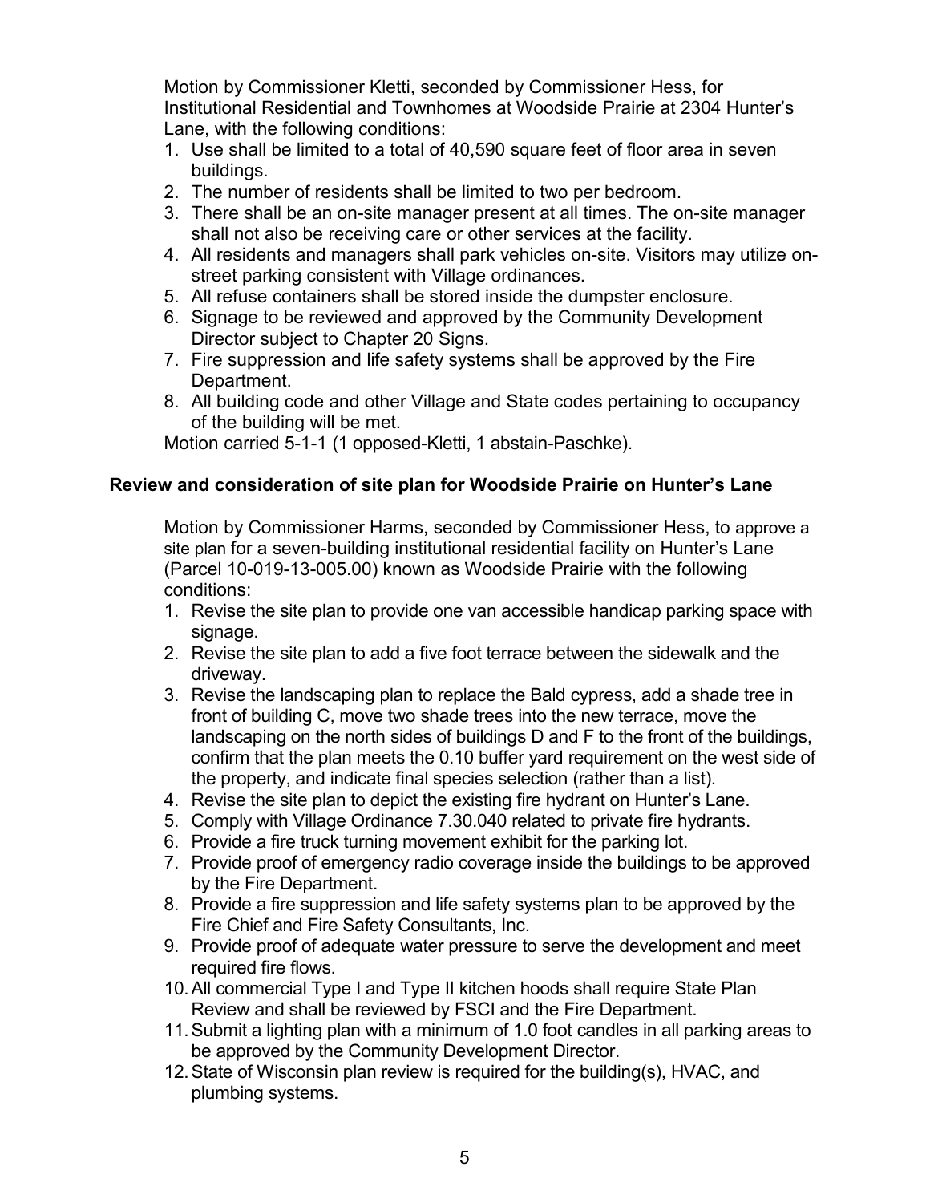Motion by Commissioner Kletti, seconded by Commissioner Hess, for Institutional Residential and Townhomes at Woodside Prairie at 2304 Hunter's Lane, with the following conditions:

1. Use shall be limited to a total of 40,590 square feet of floor area in seven buildings.
2. The number of residents shall be limited to two per bedroom.
3. There shall be an on-site manager present at all times. The on-site manager shall not also be receiving care or other services at the facility.
4. All residents and managers shall park vehicles on-site. Visitors may utilize on-street parking consistent with Village ordinances.
5. All refuse containers shall be stored inside the dumpster enclosure.
6. Signage to be reviewed and approved by the Community Development Director subject to Chapter 20 Signs.
7. Fire suppression and life safety systems shall be approved by the Fire Department.
8. All building code and other Village and State codes pertaining to occupancy of the building will be met.

Motion carried 5-1-1 (1 opposed-Kletti, 1 abstain-Paschke).

**Review and consideration of site plan for Woodside Prairie on Hunter's Lane**

Motion by Commissioner Harms, seconded by Commissioner Hess, to approve a site plan for a seven-building institutional residential facility on Hunter's Lane (Parcel 10-019-13-005.00) known as Woodside Prairie with the following conditions:

1. Revise the site plan to provide one van accessible handicap parking space with signage.
2. Revise the site plan to add a five foot terrace between the sidewalk and the driveway.
3. Revise the landscaping plan to replace the Bald cypress, add a shade tree in front of building C, move two shade trees into the new terrace, move the landscaping on the north sides of buildings D and F to the front of the buildings, confirm that the plan meets the 0.10 buffer yard requirement on the west side of the property, and indicate final species selection (rather than a list).
4. Revise the site plan to depict the existing fire hydrant on Hunter's Lane.
5. Comply with Village Ordinance 7.30.040 related to private fire hydrants.
6. Provide a fire truck turning movement exhibit for the parking lot.
7. Provide proof of emergency radio coverage inside the buildings to be approved by the Fire Department.
8. Provide a fire suppression and life safety systems plan to be approved by the Fire Chief and Fire Safety Consultants, Inc.
9. Provide proof of adequate water pressure to serve the development and meet required fire flows.
10. All commercial Type I and Type II kitchen hoods shall require State Plan Review and shall be reviewed by FSCI and the Fire Department.
11. Submit a lighting plan with a minimum of 1.0 foot candles in all parking areas to be approved by the Community Development Director.
12. State of Wisconsin plan review is required for the building(s), HVAC, and plumbing systems.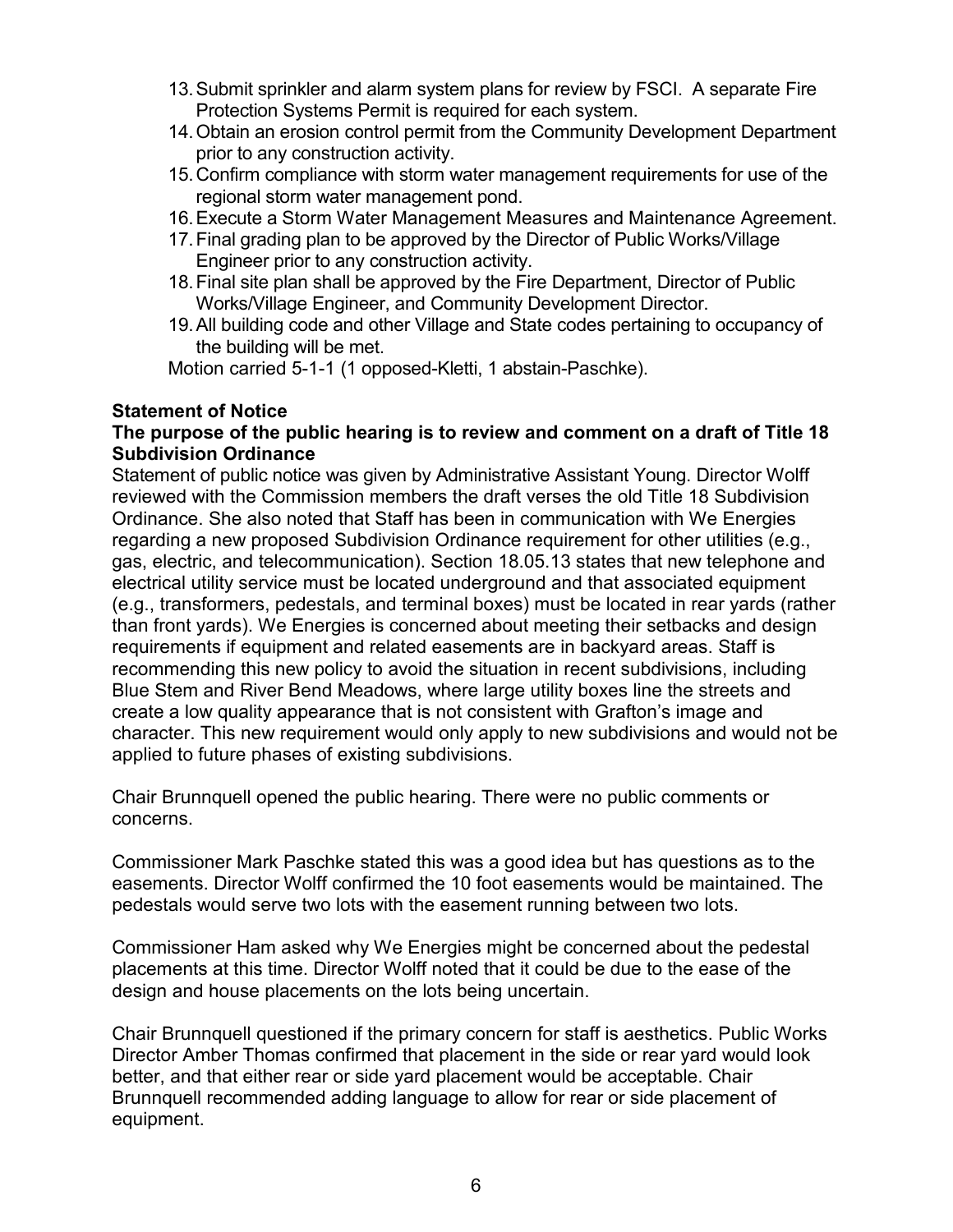13. Submit sprinkler and alarm system plans for review by FSCI. A separate Fire Protection Systems Permit is required for each system.
14. Obtain an erosion control permit from the Community Development Department prior to any construction activity.
15. Confirm compliance with storm water management requirements for use of the regional storm water management pond.
16. Execute a Storm Water Management Measures and Maintenance Agreement.
17. Final grading plan to be approved by the Director of Public Works/Village Engineer prior to any construction activity.
18. Final site plan shall be approved by the Fire Department, Director of Public Works/Village Engineer, and Community Development Director.
19. All building code and other Village and State codes pertaining to occupancy of the building will be met.

Motion carried 5-1-1 (1 opposed-Kletti, 1 abstain-Paschke).

**Statement of Notice**

**The purpose of the public hearing is to review and comment on a draft of Title 18 Subdivision Ordinance**

Statement of public notice was given by Administrative Assistant Young. Director Wolff reviewed with the Commission members the draft verses the old Title 18 Subdivision Ordinance. She also noted that Staff has been in communication with We Energies regarding a new proposed Subdivision Ordinance requirement for other utilities (e.g., gas, electric, and telecommunication). Section 18.05.13 states that new telephone and electrical utility service must be located underground and that associated equipment (e.g., transformers, pedestals, and terminal boxes) must be located in rear yards (rather than front yards). We Energies is concerned about meeting their setbacks and design requirements if equipment and related easements are in backyard areas. Staff is recommending this new policy to avoid the situation in recent subdivisions, including Blue Stem and River Bend Meadows, where large utility boxes line the streets and create a low quality appearance that is not consistent with Grafton's image and character. This new requirement would only apply to new subdivisions and would not be applied to future phases of existing subdivisions.

Chair Brunnquell opened the public hearing. There were no public comments or concerns.

Commissioner Mark Paschke stated this was a good idea but has questions as to the easements. Director Wolff confirmed the 10 foot easements would be maintained. The pedestals would serve two lots with the easement running between two lots.

Commissioner Ham asked why We Energies might be concerned about the pedestal placements at this time. Director Wolff noted that it could be due to the ease of the design and house placements on the lots being uncertain.

Chair Brunnquell questioned if the primary concern for staff is aesthetics. Public Works Director Amber Thomas confirmed that placement in the side or rear yard would look better, and that either rear or side yard placement would be acceptable. Chair Brunnquell recommended adding language to allow for rear or side placement of equipment.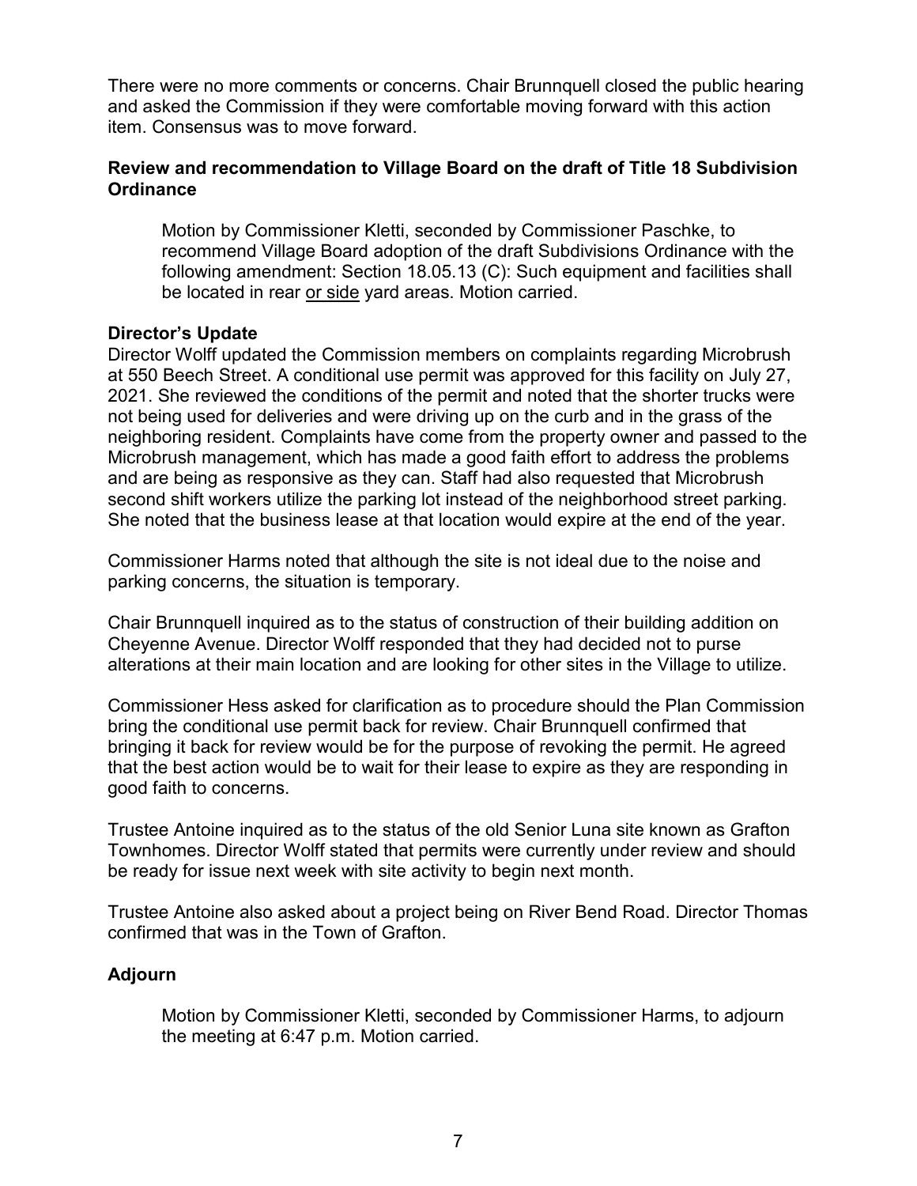There were no more comments or concerns. Chair Brunnquell closed the public hearing and asked the Commission if they were comfortable moving forward with this action item. Consensus was to move forward.

**Review and recommendation to Village Board on the draft of Title 18 Subdivision Ordinance**

> Motion by Commissioner Kletti, seconded by Commissioner Paschke, to recommend Village Board adoption of the draft Subdivisions Ordinance with the following amendment: Section 18.05.13 (C): Such equipment and facilities shall be located in rear <u>or side</u> yard areas. Motion carried.

**Director's Update**

Director Wolff updated the Commission members on complaints regarding Microbrush at 550 Beech Street. A conditional use permit was approved for this facility on July 27, 2021. She reviewed the conditions of the permit and noted that the shorter trucks were not being used for deliveries and were driving up on the curb and in the grass of the neighboring resident. Complaints have come from the property owner and passed to the Microbrush management, which has made a good faith effort to address the problems and are being as responsive as they can. Staff had also requested that Microbrush second shift workers utilize the parking lot instead of the neighborhood street parking. She noted that the business lease at that location would expire at the end of the year.

Commissioner Harms noted that although the site is not ideal due to the noise and parking concerns, the situation is temporary.

Chair Brunnquell inquired as to the status of construction of their building addition on Cheyenne Avenue. Director Wolff responded that they had decided not to purse alterations at their main location and are looking for other sites in the Village to utilize.

Commissioner Hess asked for clarification as to procedure should the Plan Commission bring the conditional use permit back for review. Chair Brunnquell confirmed that bringing it back for review would be for the purpose of revoking the permit. He agreed that the best action would be to wait for their lease to expire as they are responding in good faith to concerns.

Trustee Antoine inquired as to the status of the old Senior Luna site known as Grafton Townhomes. Director Wolff stated that permits were currently under review and should be ready for issue next week with site activity to begin next month.

Trustee Antoine also asked about a project being on River Bend Road. Director Thomas confirmed that was in the Town of Grafton.

**Adjourn**

> Motion by Commissioner Kletti, seconded by Commissioner Harms, to adjourn the meeting at 6:47 p.m. Motion carried.